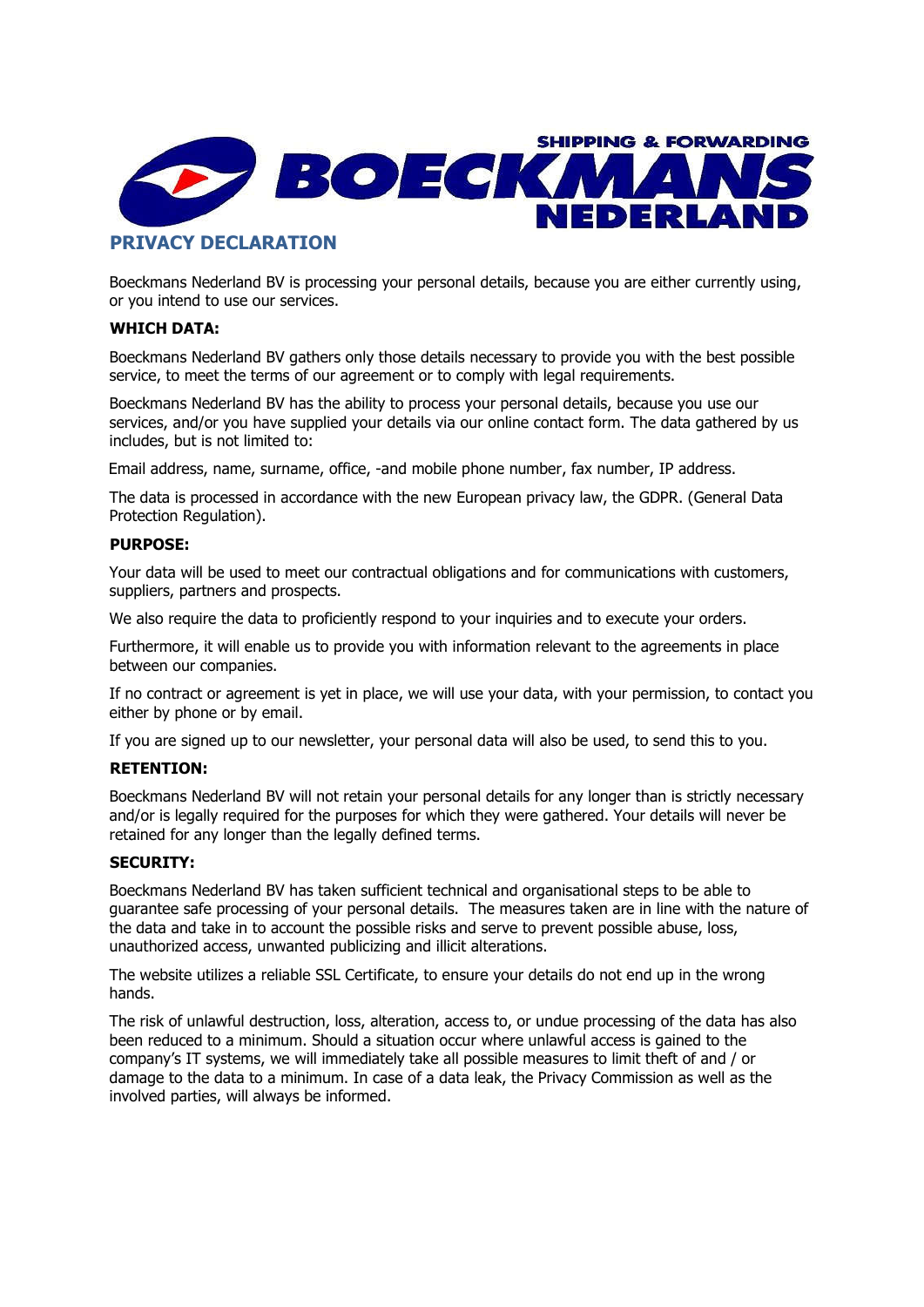SHIPPING & FORWARDING
BOECKMANS
NEDERLAND

# PRIVACY DECLARATION

Boeckmans Nederland BV is processing your personal details, because you are either currently using, or you intend to use our services.

### WHICH DATA:

Boeckmans Nederland BV gathers only those details necessary to provide you with the best possible service, to meet the terms of our agreement or to comply with legal requirements.

Boeckmans Nederland BV has the ability to process your personal details, because you use our services, and/or you have supplied your details via our online contact form. The data gathered by us includes, but is not limited to:

Email address, name, surname, office, -and mobile phone number, fax number, IP address.

The data is processed in accordance with the new European privacy law, the GDPR. (General Data Protection Regulation).

### PURPOSE:

Your data will be used to meet our contractual obligations and for communications with customers, suppliers, partners and prospects.

We also require the data to proficiently respond to your inquiries and to execute your orders.

Furthermore, it will enable us to provide you with information relevant to the agreements in place between our companies.

If no contract or agreement is yet in place, we will use your data, with your permission, to contact you either by phone or by email.

If you are signed up to our newsletter, your personal data will also be used, to send this to you.

### RETENTION:

Boeckmans Nederland BV will not retain your personal details for any longer than is strictly necessary and/or is legally required for the purposes for which they were gathered. Your details will never be retained for any longer than the legally defined terms.

### SECURITY:

Boeckmans Nederland BV has taken sufficient technical and organisational steps to be able to guarantee safe processing of your personal details. The measures taken are in line with the nature of the data and take in to account the possible risks and serve to prevent possible abuse, loss, unauthorized access, unwanted publicizing and illicit alterations.

The website utilizes a reliable SSL Certificate, to ensure your details do not end up in the wrong hands.

The risk of unlawful destruction, loss, alteration, access to, or undue processing of the data has also been reduced to a minimum. Should a situation occur where unlawful access is gained to the company's IT systems, we will immediately take all possible measures to limit theft of and / or damage to the data to a minimum. In case of a data leak, the Privacy Commission as well as the involved parties, will always be informed.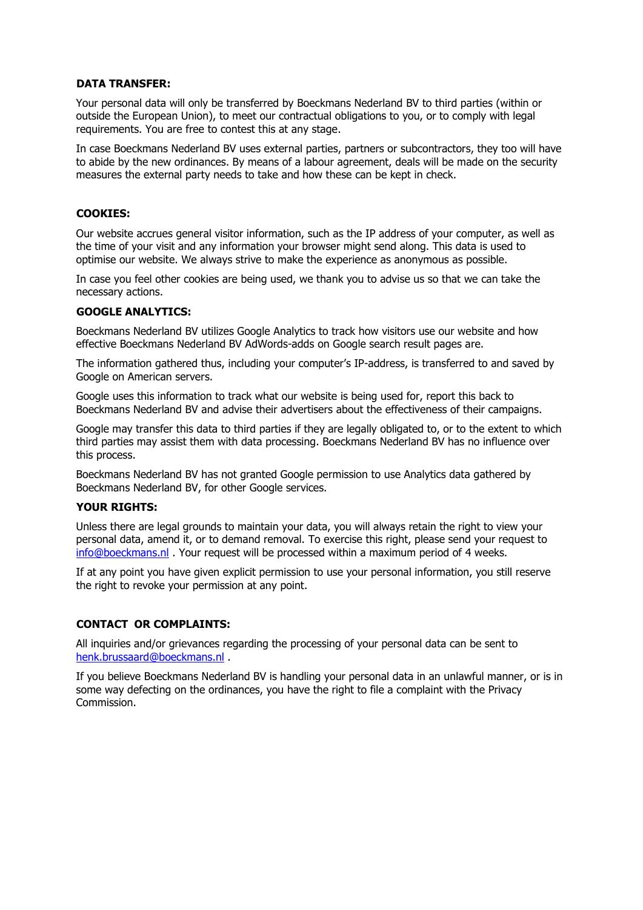**DATA TRANSFER:**

Your personal data will only be transferred by Boeckmans Nederland BV to third parties (within or outside the European Union), to meet our contractual obligations to you, or to comply with legal requirements. You are free to contest this at any stage.

In case Boeckmans Nederland BV uses external parties, partners or subcontractors, they too will have to abide by the new ordinances. By means of a labour agreement, deals will be made on the security measures the external party needs to take and how these can be kept in check.

**COOKIES:**

Our website accrues general visitor information, such as the IP address of your computer, as well as the time of your visit and any information your browser might send along. This data is used to optimise our website. We always strive to make the experience as anonymous as possible.

In case you feel other cookies are being used, we thank you to advise us so that we can take the necessary actions.

**GOOGLE ANALYTICS:**

Boeckmans Nederland BV utilizes Google Analytics to track how visitors use our website and how effective Boeckmans Nederland BV AdWords-adds on Google search result pages are.

The information gathered thus, including your computer's IP-address, is transferred to and saved by Google on American servers.

Google uses this information to track what our website is being used for, report this back to Boeckmans Nederland BV and advise their advertisers about the effectiveness of their campaigns.

Google may transfer this data to third parties if they are legally obligated to, or to the extent to which third parties may assist them with data processing. Boeckmans Nederland BV has no influence over this process.

Boeckmans Nederland BV has not granted Google permission to use Analytics data gathered by Boeckmans Nederland BV, for other Google services.

**YOUR RIGHTS:**

Unless there are legal grounds to maintain your data, you will always retain the right to view your personal data, amend it, or to demand removal. To exercise this right, please send your request to info@boeckmans.nl . Your request will be processed within a maximum period of 4 weeks.

If at any point you have given explicit permission to use your personal information, you still reserve the right to revoke your permission at any point.

**CONTACT OR COMPLAINTS:**

All inquiries and/or grievances regarding the processing of your personal data can be sent to henk.brussaard@boeckmans.nl .

If you believe Boeckmans Nederland BV is handling your personal data in an unlawful manner, or is in some way defecting on the ordinances, you have the right to file a complaint with the Privacy Commission.